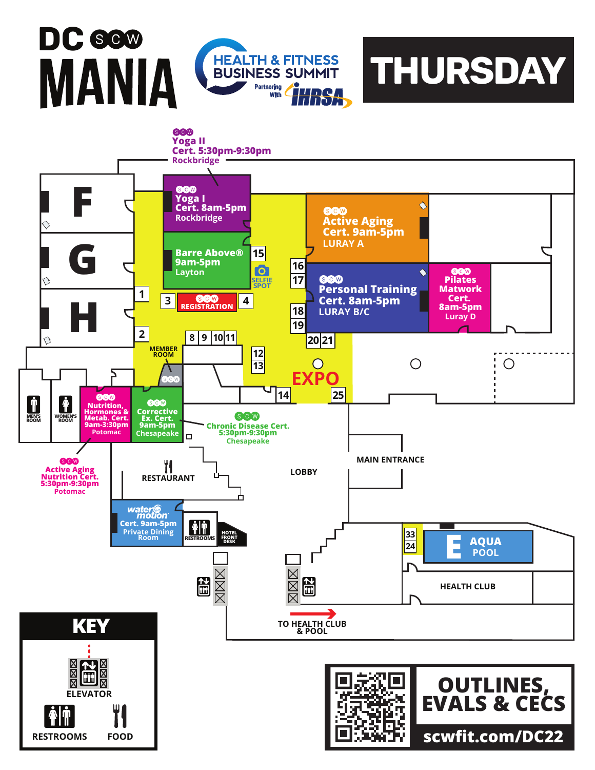# DC SCW MANIA

**HEALTH & FITNESS BUSINESS SUMMIT**
Partnering With IHRSA

# THURSDAY

**SCW Yoga II**
**Cert. 5:30pm-9:30pm**
Rockbridge

F

G

H

**SCW Yoga I**
**Cert. 8am-5pm**
Rockbridge

**Barre Above®**
**9am-5pm**
Layton

15

SELFIE SPOT

**SCW Active Aging**
**Cert. 9am-5pm**
LURAY A

16

17

**SCW Personal Training**
**Cert. 8am-5pm**
LURAY B/C

**SCW Pilates Matwork Cert.**
**8am-5pm**
Luray D

1

3

SCW REGISTRATION

4

18

19

2

8 9 10 11

20 21

MEMBER ROOM

12

13

EXPO

14

25

MEN'S ROOM

WOMEN'S ROOM

**SCW Nutrition, Hormones & Metab. Cert.**
**9am-3:30pm**
Potomac

**SCW Corrective Ex. Cert.**
**9am-5pm**
Chesapeake

**SCW Chronic Disease Cert.**
**5:30pm-9:30pm**
Chesapeake

**SCW Active Aging Nutrition Cert.**
**5:30pm-9:30pm**
Potomac

RESTAURANT

LOBBY

MAIN ENTRANCE

**water motion**
**Cert. 9am-5pm**
Private Dining Room

RESTROOMS

HOTEL FRONT DESK

33

24

E AQUA POOL

HEALTH CLUB

TO HEALTH CLUB & POOL

## KEY

- ELEVATOR
- RESTROOMS
- FOOD

## OUTLINES, EVALS & CECS

scwfit.com/DC22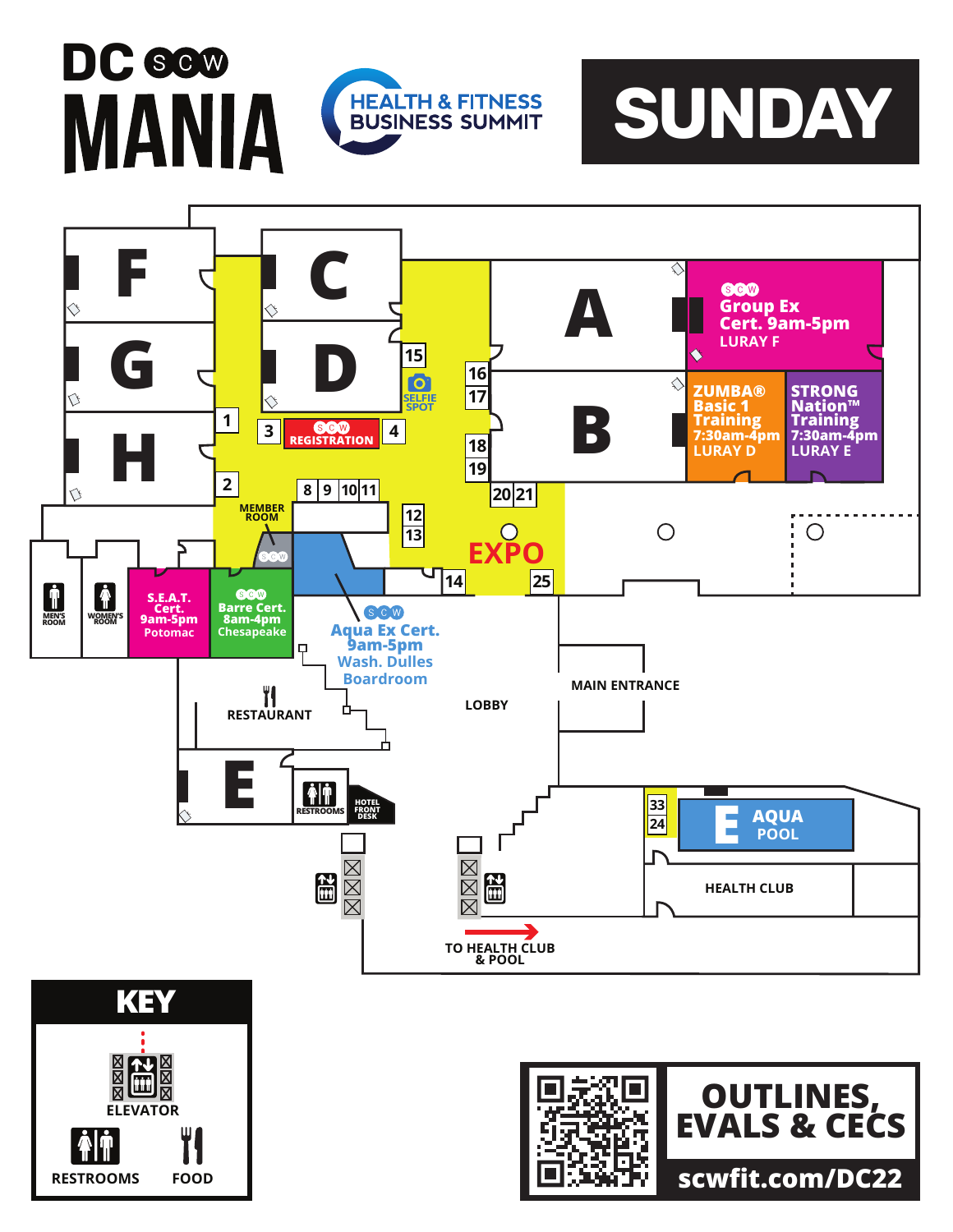# DC SCW MANIA

HEALTH & FITNESS BUSINESS SUMMIT

# SUNDAY

F

G

H

C

D

A

B

E

1

2

3

4

8 9 10 11

12

13

14

15

16

17

18

19

20 21

25

33

24

SELFIE SPOT

SCW REGISTRATION

MEMBER ROOM

EXPO

SCW Group Ex Cert. 9am-5pm LURAY F

ZUMBA® Basic 1 Training 7:30am-4pm LURAY D

STRONG Nation™ Training 7:30am-4pm LURAY E

S.E.A.T. Cert. 9am-5pm Potomac

SCW Barre Cert. 8am-4pm Chesapeake

SCW Aqua Ex Cert. 9am-5pm Wash. Dulles Boardroom

MEN'S ROOM

WOMEN'S ROOM

RESTAURANT

LOBBY

MAIN ENTRANCE

RESTROOMS

HOTEL FRONT DESK

E AQUA POOL

HEALTH CLUB

TO HEALTH CLUB & POOL

## KEY

ELEVATOR

RESTROOMS

FOOD

OUTLINES, EVALS & CECS

scwfit.com/DC22